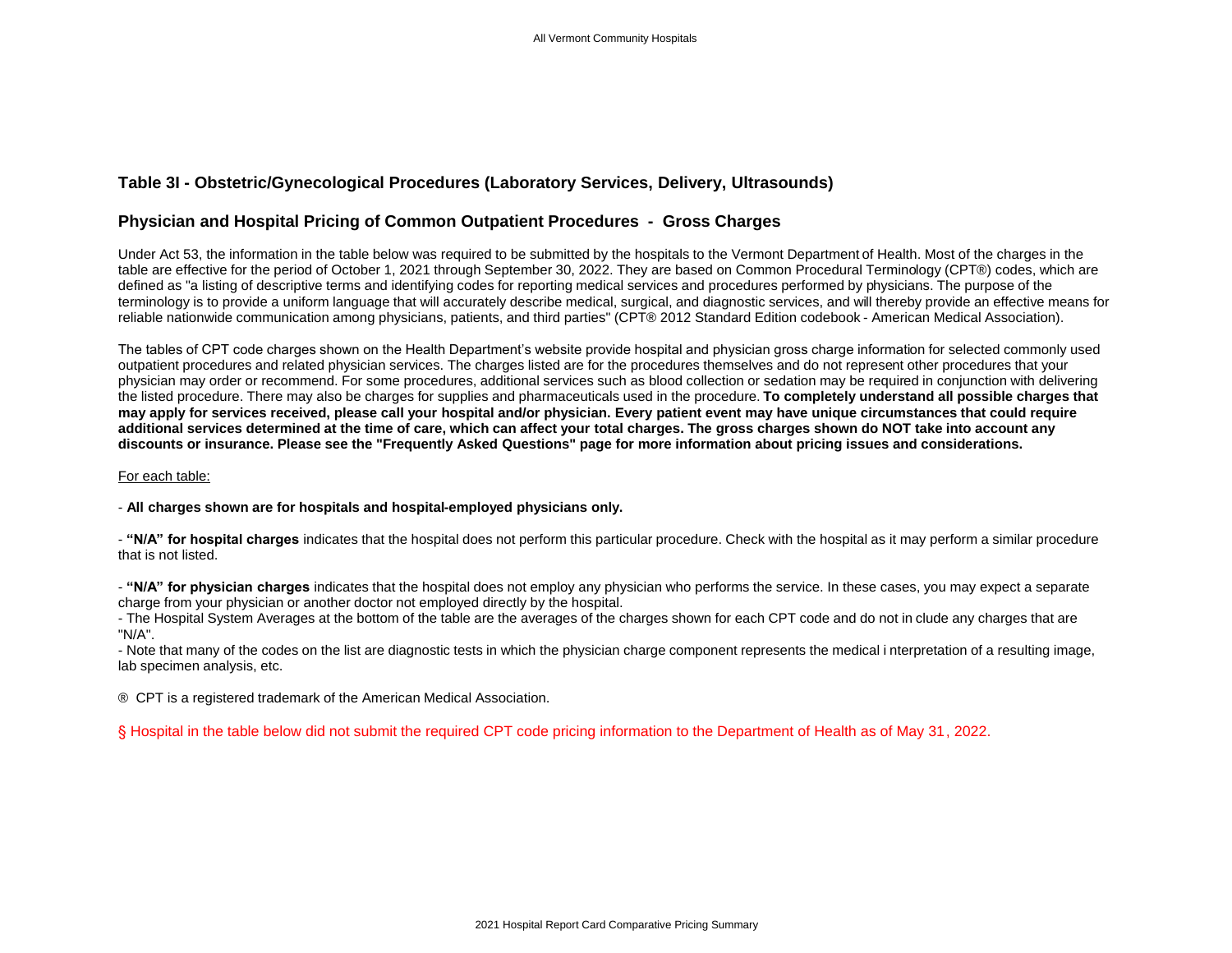## Table 3I - Obstetric/Gynecological Procedures (Laboratory Services, Delivery, Ultrasounds)

## Physician and Hospital Pricing of Common Outpatient Procedures - Gross Charges

Under Act 53, the information in the table below was required to be submitted by the hospitals to the Vermont Department of Health. Most of the charges in the table are effective for the period of October 1, 2021 through September 30, 2022. They are based on Common Procedural Terminology (CPT®) codes, which are defined as "a listing of descriptive terms and identifying codes for reporting medical services and procedures performed by physicians. The purpose of the terminology is to provide a uniform language that will accurately describe medical, surgical, and diagnostic services, and will thereby provide an effective means for reliable nationwide communication among physicians, patients, and third parties" (CPT® 2012 Standard Edition codebook - American Medical Association).

The tables of CPT code charges shown on the Health Department's website provide hospital and physician gross charge information for selected commonly used outpatient procedures and related physician services. The charges listed are for the procedures themselves and do not represent other procedures that your physician may order or recommend. For some procedures, additional services such as blood collection or sedation may be required in conjunction with delivering the listed procedure. There may also be charges for supplies and pharmaceuticals used in the procedure. **To completely understand all possible charges that may apply for services received, please call your hospital and/or physician. Every patient event may have unique circumstances that could require additional services determined at the time of care, which can affect your total charges. The gross charges shown do NOT take into account any discounts or insurance. Please see the "Frequently Asked Questions" page for more information about pricing issues and considerations.**

For each table:

- **All charges shown are for hospitals and hospital-employed physicians only.**

- **"N/A" for hospital charges** indicates that the hospital does not perform this particular procedure. Check with the hospital as it may perform a similar procedure that is not listed.

- **"N/A" for physician charges** indicates that the hospital does not employ any physician who performs the service. In these cases, you may expect a separate charge from your physician or another doctor not employed directly by the hospital.
- The Hospital System Averages at the bottom of the table are the averages of the charges shown for each CPT code and do not in clude any charges that are "N/A".
- Note that many of the codes on the list are diagnostic tests in which the physician charge component represents the medical i nterpretation of a resulting image, lab specimen analysis, etc.

® CPT is a registered trademark of the American Medical Association.

§ Hospital in the table below did not submit the required CPT code pricing information to the Department of Health as of May 31, 2022.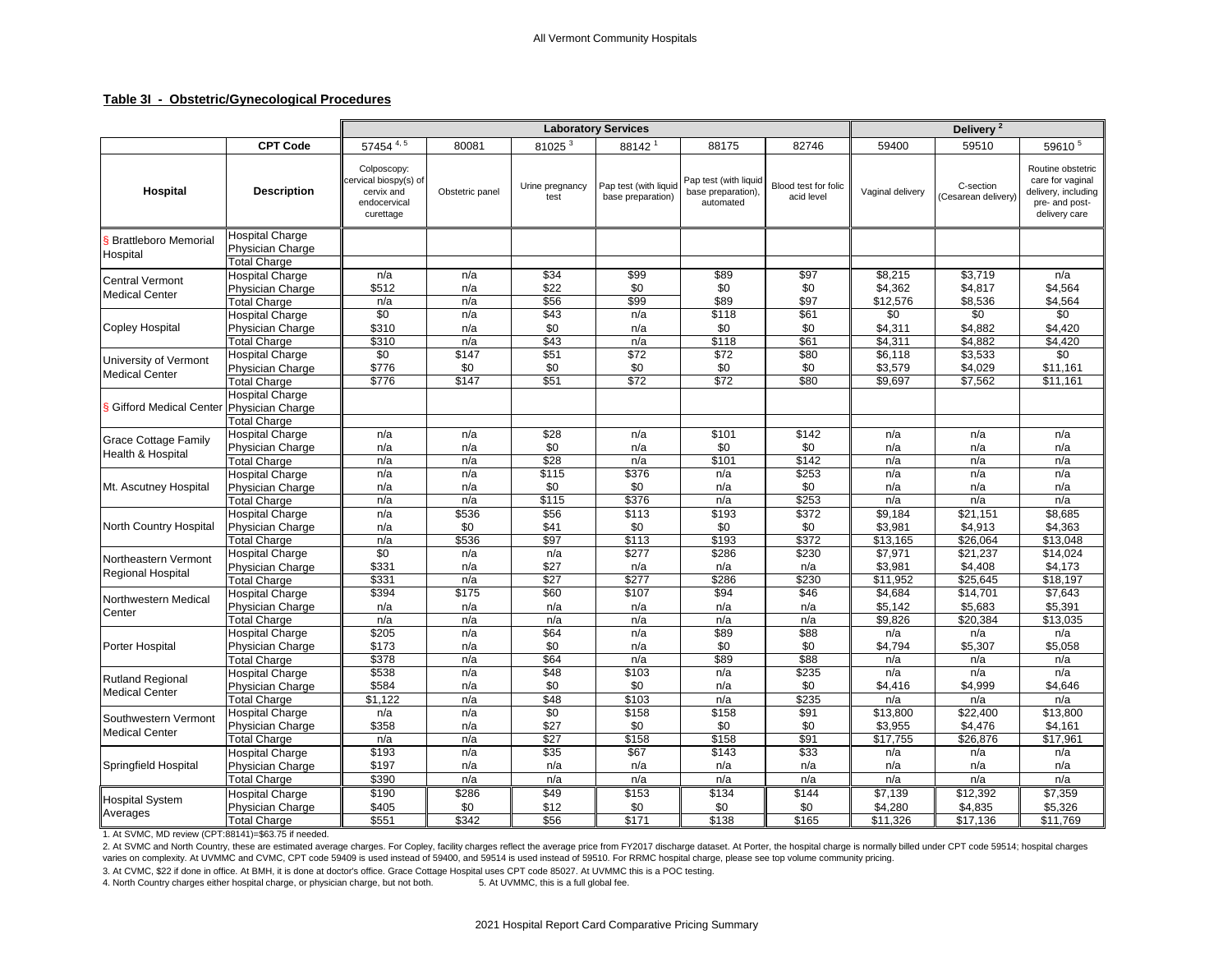### Table 3I - Obstetric/Gynecological Procedures

| | | Laboratory Services | | | | | | Delivery [2] | | |
|---|---|---|---|---|---|---|---|---|---|---|
| | **CPT Code** | 57454 [4, 5] | 80081 | 81025 [3] | 88142 [1] | 88175 | 82746 | 59400 | 59510 | 59610 [5] |
| **Hospital** | **Description** | Colposcopy: cervical biopsy(s) of cervix and endocervical curettage | Obstetric panel | Urine pregnancy test | Pap test (with liquid base preparation) | Pap test (with liquid base preparation), automated | Blood test for folic acid level | Vaginal delivery | C-section (Cesarean delivery) | Routine obstetric care for vaginal delivery, including pre- and post-delivery care |
| § Brattleboro Memorial Hospital | Hospital Charge | | | | | | | | | |
| | Physician Charge | | | | | | | | | |
| | Total Charge | | | | | | | | | |
| Central Vermont Medical Center | Hospital Charge | n/a | n/a | $34 | $99 | $89 | $97 | $8,215 | $3,719 | n/a |
| | Physician Charge | $512 | n/a | $22 | $0 | $0 | $0 | $4,362 | $4,817 | $4,564 |
| | Total Charge | n/a | n/a | $56 | $99 | $89 | $97 | $12,576 | $8,536 | $4,564 |
| Copley Hospital | Hospital Charge | $0 | n/a | $43 | n/a | $118 | $61 | $0 | $0 | $0 |
| | Physician Charge | $310 | n/a | $0 | n/a | $0 | $0 | $4,311 | $4,882 | $4,420 |
| | Total Charge | $310 | n/a | $43 | n/a | $118 | $61 | $4,311 | $4,882 | $4,420 |
| University of Vermont Medical Center | Hospital Charge | $0 | $147 | $51 | $72 | $72 | $80 | $6,118 | $3,533 | $0 |
| | Physician Charge | $776 | $0 | $0 | $0 | $0 | $0 | $3,579 | $4,029 | $11,161 |
| | Total Charge | $776 | $147 | $51 | $72 | $72 | $80 | $9,697 | $7,562 | $11,161 |
| § Gifford Medical Center | Hospital Charge | | | | | | | | | |
| | Physician Charge | | | | | | | | | |
| | Total Charge | | | | | | | | | |
| Grace Cottage Family Health & Hospital | Hospital Charge | n/a | n/a | $28 | n/a | $101 | $142 | n/a | n/a | n/a |
| | Physician Charge | n/a | n/a | $0 | n/a | $0 | $0 | n/a | n/a | n/a |
| | Total Charge | n/a | n/a | $28 | n/a | $101 | $142 | n/a | n/a | n/a |
| Mt. Ascutney Hospital | Hospital Charge | n/a | n/a | $115 | $376 | n/a | $253 | n/a | n/a | n/a |
| | Physician Charge | n/a | n/a | $0 | $0 | n/a | $0 | n/a | n/a | n/a |
| | Total Charge | n/a | n/a | $115 | $376 | n/a | $253 | n/a | n/a | n/a |
| North Country Hospital | Hospital Charge | n/a | $536 | $56 | $113 | $193 | $372 | $9,184 | $21,151 | $8,685 |
| | Physician Charge | n/a | $0 | $41 | $0 | $0 | $0 | $3,981 | $4,913 | $4,363 |
| | Total Charge | n/a | $536 | $97 | $113 | $193 | $372 | $13,165 | $26,064 | $13,048 |
| Northeastern Vermont Regional Hospital | Hospital Charge | $0 | n/a | n/a | $277 | $286 | $230 | $7,971 | $21,237 | $14,024 |
| | Physician Charge | $331 | n/a | $27 | n/a | n/a | n/a | $3,981 | $4,408 | $4,173 |
| | Total Charge | $331 | n/a | $27 | $277 | $286 | $230 | $11,952 | $25,645 | $18,197 |
| Northwestern Medical Center | Hospital Charge | $394 | $175 | $60 | $107 | $94 | $46 | $4,684 | $14,701 | $7,643 |
| | Physician Charge | n/a | n/a | n/a | n/a | n/a | n/a | $5,142 | $5,683 | $5,391 |
| | Total Charge | n/a | n/a | n/a | n/a | n/a | n/a | $9,826 | $20,384 | $13,035 |
| Porter Hospital | Hospital Charge | $205 | n/a | $64 | n/a | $89 | $88 | n/a | n/a | n/a |
| | Physician Charge | $173 | n/a | $0 | n/a | $0 | $0 | $4,794 | $5,307 | $5,058 |
| | Total Charge | $378 | n/a | $64 | n/a | $89 | $88 | n/a | n/a | n/a |
| Rutland Regional Medical Center | Hospital Charge | $538 | n/a | $48 | $103 | n/a | $235 | n/a | n/a | n/a |
| | Physician Charge | $584 | n/a | $0 | $0 | n/a | $0 | $4,416 | $4,999 | $4,646 |
| | Total Charge | $1,122 | n/a | $48 | $103 | n/a | $235 | n/a | n/a | n/a |
| Southwestern Vermont Medical Center | Hospital Charge | n/a | n/a | $0 | $158 | $158 | $91 | $13,800 | $22,400 | $13,800 |
| | Physician Charge | $358 | n/a | $27 | $0 | $0 | $0 | $3,955 | $4,476 | $4,161 |
| | Total Charge | n/a | n/a | $27 | $158 | $158 | $91 | $17,755 | $26,876 | $17,961 |
| Springfield Hospital | Hospital Charge | $193 | n/a | $35 | $67 | $143 | $33 | n/a | n/a | n/a |
| | Physician Charge | $197 | n/a | n/a | n/a | n/a | n/a | n/a | n/a | n/a |
| | Total Charge | $390 | n/a | n/a | n/a | n/a | n/a | n/a | n/a | n/a |
| Hospital System Averages | Hospital Charge | $190 | $286 | $49 | $153 | $134 | $144 | $7,139 | $12,392 | $7,359 |
| | Physician Charge | $405 | $0 | $12 | $0 | $0 | $0 | $4,280 | $4,835 | $5,326 |
| | Total Charge | $551 | $342 | $56 | $171 | $138 | $165 | $11,326 | $17,136 | $11,769 |

1. At SVMC, MD review (CPT:88141)=$63.75 if needed.

2. At SVMC and North Country, these are estimated average charges. For Copley, facility charges reflect the average price from FY2017 discharge dataset. At Porter, the hospital charge is normally billed under CPT code 59514; hospital charges varies on complexity. At UVMMC and CVMC, CPT code 59409 is used instead of 59400, and 59514 is used instead of 59510. For RRMC hospital charge, please see top volume community pricing.

3. At CVMC, $22 if done in office. At BMH, it is done at doctor's office. Grace Cottage Hospital uses CPT code 85027. At UVMMC this is a POC testing.

4. North Country charges either hospital charge, or physician charge, but not both.

5. At UVMMC, this is a full global fee.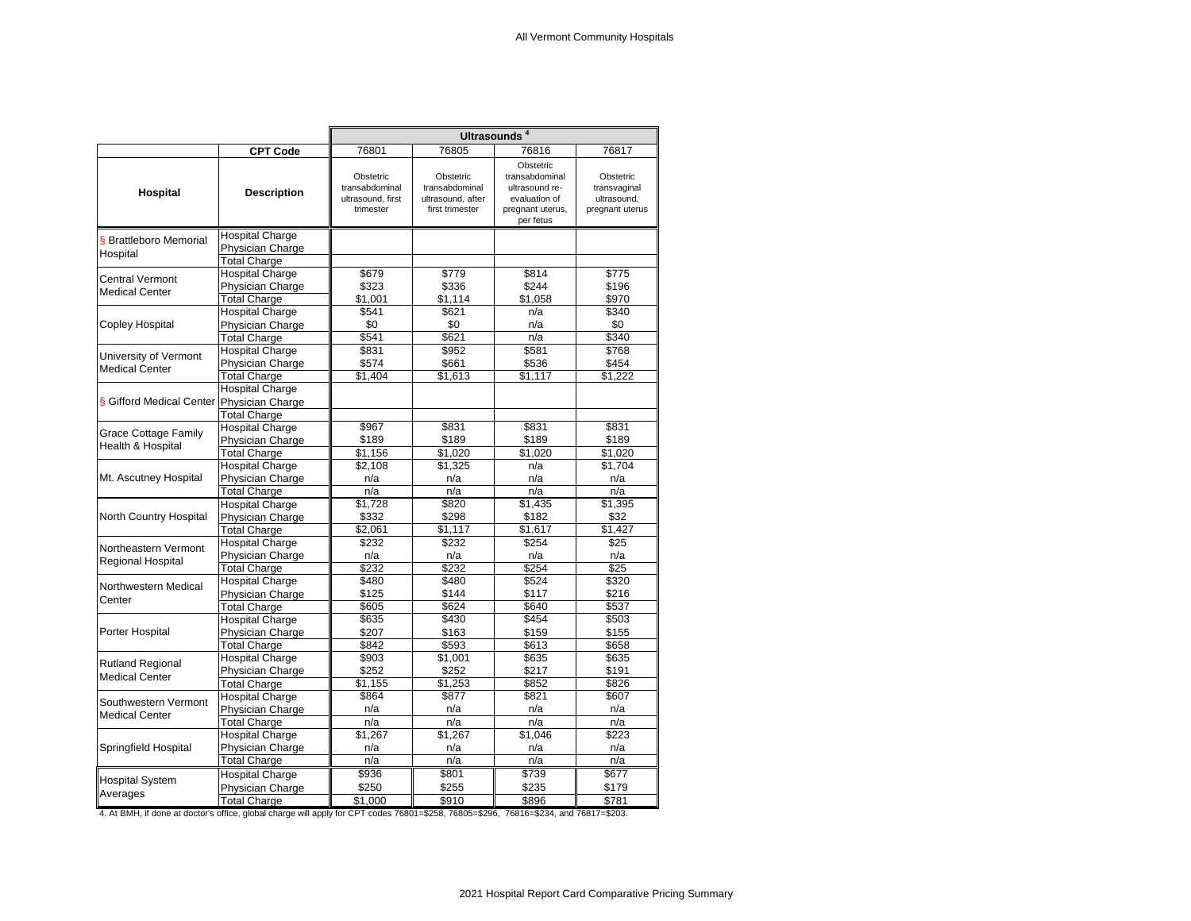| | | Ultrasounds [4] | | | |
|---|---|---|---|---|---|
| | **CPT Code** | 76801 | 76805 | 76816 | 76817 |
| **Hospital** | **Description** | Obstetric transabdominal ultrasound, first trimester | Obstetric transabdominal ultrasound, after first trimester | Obstetric transabdominal ultrasound re-evaluation of pregnant uterus, per fetus | Obstetric transvaginal ultrasound, pregnant uterus |
| § Brattleboro Memorial Hospital | Hospital Charge | | | | |
| | Physician Charge | | | | |
| | Total Charge | | | | |
| Central Vermont Medical Center | Hospital Charge | $679 | $779 | $814 | $775 |
| | Physician Charge | $323 | $336 | $244 | $196 |
| | Total Charge | $1,001 | $1,114 | $1,058 | $970 |
| Copley Hospital | Hospital Charge | $541 | $621 | n/a | $340 |
| | Physician Charge | $0 | $0 | n/a | $0 |
| | Total Charge | $541 | $621 | n/a | $340 |
| University of Vermont Medical Center | Hospital Charge | $831 | $952 | $581 | $768 |
| | Physician Charge | $574 | $661 | $536 | $454 |
| | Total Charge | $1,404 | $1,613 | $1,117 | $1,222 |
| § Gifford Medical Center | Hospital Charge | | | | |
| | Physician Charge | | | | |
| | Total Charge | | | | |
| Grace Cottage Family Health & Hospital | Hospital Charge | $967 | $831 | $831 | $831 |
| | Physician Charge | $189 | $189 | $189 | $189 |
| | Total Charge | $1,156 | $1,020 | $1,020 | $1,020 |
| Mt. Ascutney Hospital | Hospital Charge | $2,108 | $1,325 | n/a | $1,704 |
| | Physician Charge | n/a | n/a | n/a | n/a |
| | Total Charge | n/a | n/a | n/a | n/a |
| North Country Hospital | Hospital Charge | $1,728 | $820 | $1,435 | $1,395 |
| | Physician Charge | $332 | $298 | $182 | $32 |
| | Total Charge | $2,061 | $1,117 | $1,617 | $1,427 |
| Northeastern Vermont Regional Hospital | Hospital Charge | $232 | $232 | $254 | $25 |
| | Physician Charge | n/a | n/a | n/a | n/a |
| | Total Charge | $232 | $232 | $254 | $25 |
| Northwestern Medical Center | Hospital Charge | $480 | $480 | $524 | $320 |
| | Physician Charge | $125 | $144 | $117 | $216 |
| | Total Charge | $605 | $624 | $640 | $537 |
| Porter Hospital | Hospital Charge | $635 | $430 | $454 | $503 |
| | Physician Charge | $207 | $163 | $159 | $155 |
| | Total Charge | $842 | $593 | $613 | $658 |
| Rutland Regional Medical Center | Hospital Charge | $903 | $1,001 | $635 | $635 |
| | Physician Charge | $252 | $252 | $217 | $191 |
| | Total Charge | $1,155 | $1,253 | $852 | $826 |
| Southwestern Vermont Medical Center | Hospital Charge | $864 | $877 | $821 | $607 |
| | Physician Charge | n/a | n/a | n/a | n/a |
| | Total Charge | n/a | n/a | n/a | n/a |
| Springfield Hospital | Hospital Charge | $1,267 | $1,267 | $1,046 | $223 |
| | Physician Charge | n/a | n/a | n/a | n/a |
| | Total Charge | n/a | n/a | n/a | n/a |
| Hospital System Averages | Hospital Charge | $936 | $801 | $739 | $677 |
| | Physician Charge | $250 | $255 | $235 | $179 |
| | Total Charge | $1,000 | $910 | $896 | $781 |

4. At BMH, if done at doctor's office, global charge will apply for CPT codes 76801=$258, 76805=$296, 76816=$234, and 76817=$203.